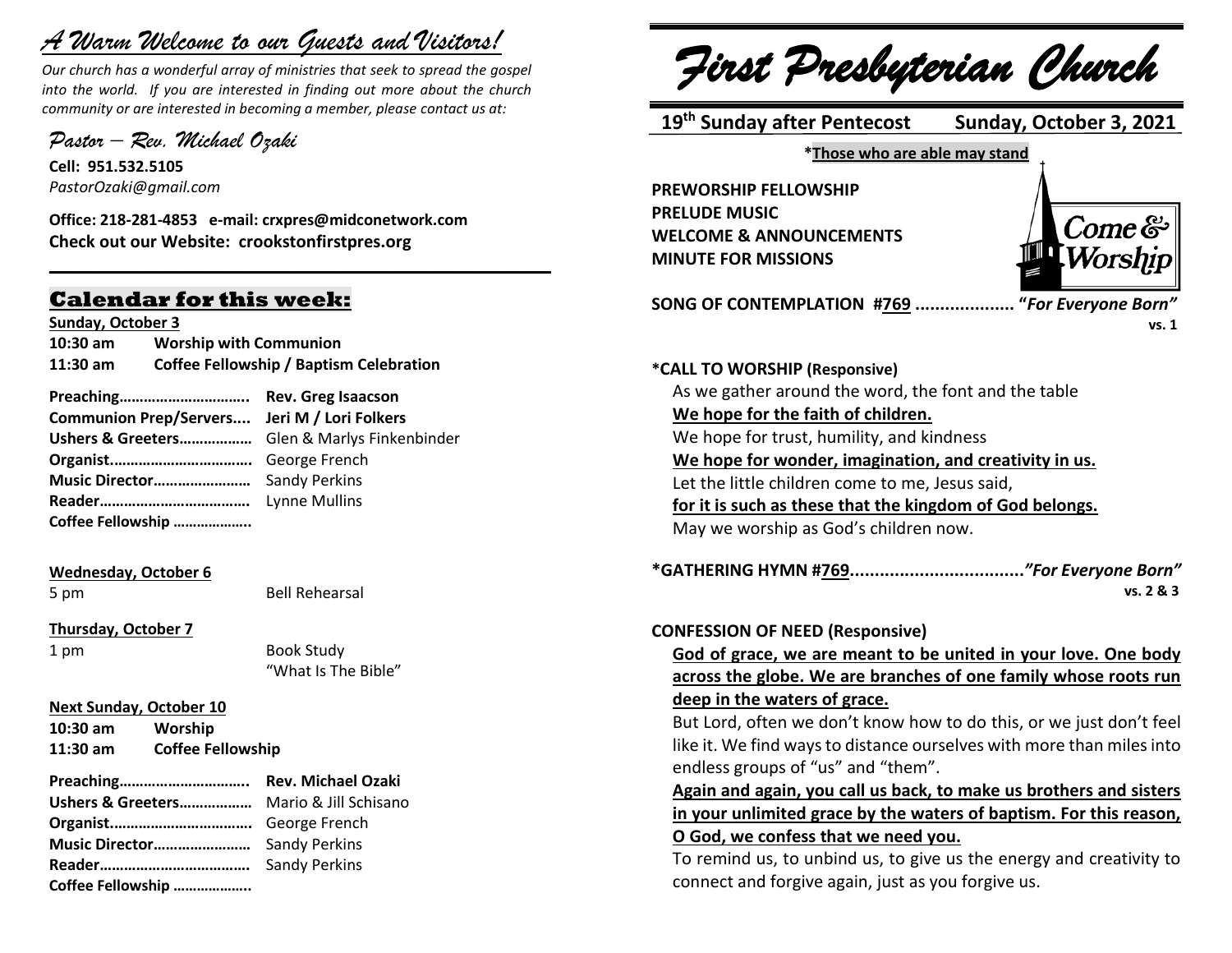# *A Warm Welcome to our Guests and Visitors!*

*Our church has a wonderful array of ministries that seek to spread the gospel into the world. If you are interested in finding out more about the church community or are interested in becoming a member, please contact us at:*

*Pastor – Rev. Michael Ozaki*

**Cell: 951.532.5105**
*PastorOzaki@gmail.com*

**Office: 218-281-4853 e-mail: crxpres@midconetwork.com**
**Check out our Website: crookstonfirstpres.org**

---

## Calendar for this week:

**Sunday, October 3**

**10:30 am** **Worship with Communion**
**11:30 am** **Coffee Fellowship / Baptism Celebration**

**Preaching…………………………..** **Rev. Greg Isaacson**
**Communion Prep/Servers....** **Jeri M / Lori Folkers**
**Ushers & Greeters………………** Glen & Marlys Finkenbinder
**Organist……………………………..** George French
**Music Director……………………** Sandy Perkins
**Reader……………………………….** Lynne Mullins
**Coffee Fellowship ………………..**

**Wednesday, October 6**

5 pm Bell Rehearsal

**Thursday, October 7**

1 pm Book Study
"What Is The Bible"

**Next Sunday, October 10**

**10:30 am** **Worship**
**11:30 am** **Coffee Fellowship**

**Preaching…………………………..** **Rev. Michael Ozaki**
**Ushers & Greeters………………** Mario & Jill Schisano
**Organist……………………………..** George French
**Music Director……………………** Sandy Perkins
**Reader……………………………….** Sandy Perkins
**Coffee Fellowship ………………..**

# *First Presbyterian Church*

**19th Sunday after Pentecost** **Sunday, October 3, 2021**

**\*Those who are able may stand**

Come & Worship

**PREWORSHIP FELLOWSHIP**
**PRELUDE MUSIC**
**WELCOME & ANNOUNCEMENTS**
**MINUTE FOR MISSIONS**

**SONG OF CONTEMPLATION #769 .................... "*For Everyone Born"***
**vs. 1**

**\*CALL TO WORSHIP (Responsive)**

As we gather around the word, the font and the table
**We hope for the faith of children.**
We hope for trust, humility, and kindness
**We hope for wonder, imagination, and creativity in us.**
Let the little children come to me, Jesus said,
**for it is such as these that the kingdom of God belongs.**
May we worship as God's children now.

**\*GATHERING HYMN #769...................................*"For Everyone Born"***
**vs. 2 & 3**

**CONFESSION OF NEED (Responsive)**

**God of grace, we are meant to be united in your love. One body across the globe. We are branches of one family whose roots run deep in the waters of grace.**

But Lord, often we don't know how to do this, or we just don't feel like it. We find ways to distance ourselves with more than miles into endless groups of "us" and "them".

**Again and again, you call us back, to make us brothers and sisters in your unlimited grace by the waters of baptism. For this reason, O God, we confess that we need you.**

To remind us, to unbind us, to give us the energy and creativity to connect and forgive again, just as you forgive us.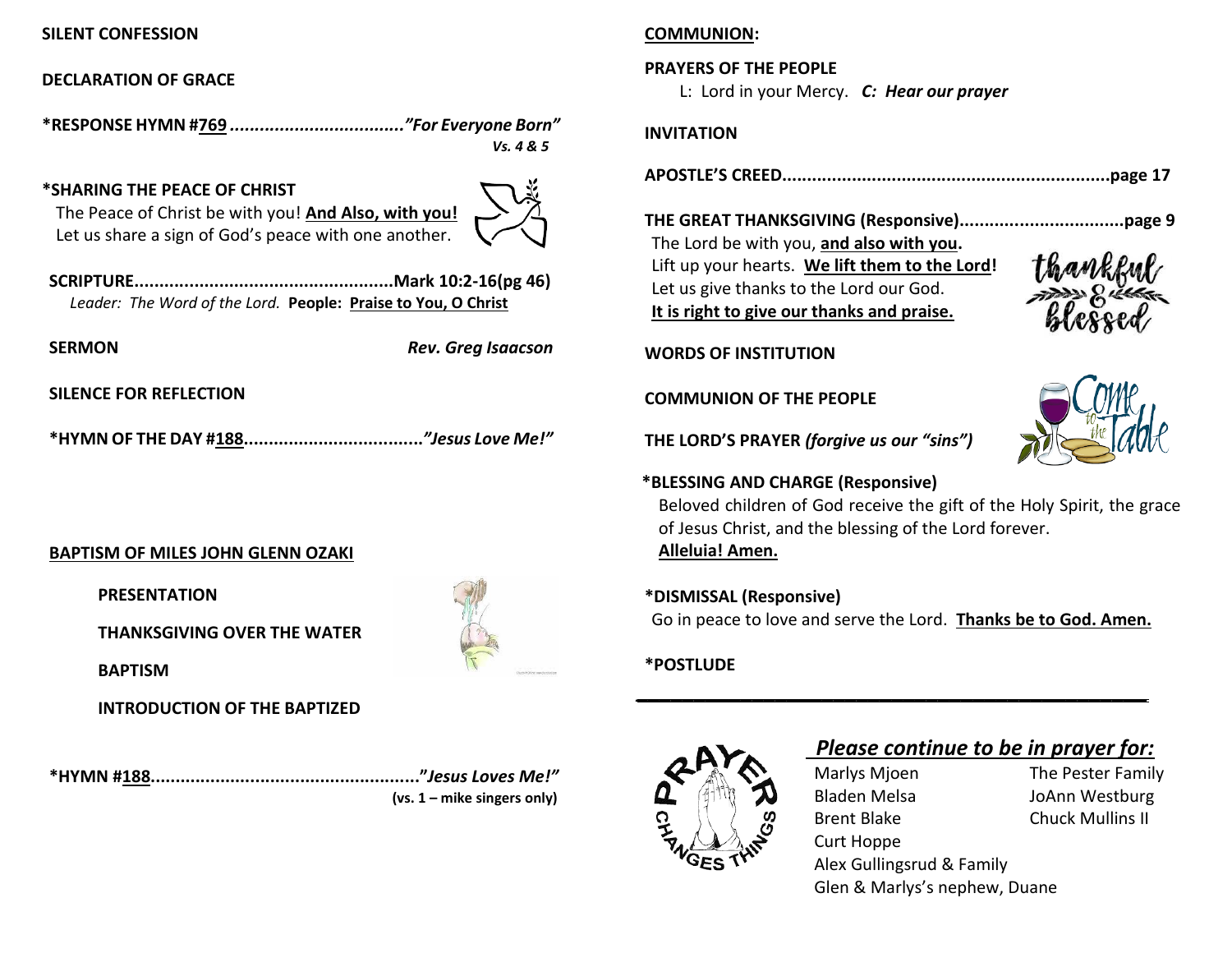**SILENT CONFESSION**

**DECLARATION OF GRACE**

**\*RESPONSE HYMN #<u>769</u> ..................................."*For Everyone Born*"**
***Vs. 4 & 5***

**\*SHARING THE PEACE OF CHRIST**
The Peace of Christ be with you! **<u>And Also, with you!</u>**
Let us share a sign of God's peace with one another.

**SCRIPTURE....................................................Mark 10:2-16(pg 46)**
*Leader: The Word of the Lord.* **People: <u>Praise to You, O Christ</u>**

**SERMON** ***Rev. Greg Isaacson***

**SILENCE FOR REFLECTION**

**\*HYMN OF THE DAY #<u>188</u>...................................*"Jesus Love Me!"***

**<u>BAPTISM OF MILES JOHN GLENN OZAKI</u>**

**PRESENTATION**

**THANKSGIVING OVER THE WATER**

**BAPTISM**

**INTRODUCTION OF THE BAPTIZED**

**\*HYMN #<u>188</u>....................................................."*Jesus Loves Me!*"**
**(vs. 1 – mike singers only)**

**<u>COMMUNION</u>:**

**PRAYERS OF THE PEOPLE**
L: Lord in your Mercy. ***C: Hear our prayer***

**INVITATION**

**APOSTLE'S CREED.................................................................page 17**

**THE GREAT THANKSGIVING (Responsive).................................page 9**
The Lord be with you, **<u>and also with you</u>.**
Lift up your hearts. **<u>We lift them to the Lord</u>!**
Let us give thanks to the Lord our God.
**<u>It is right to give our thanks and praise.</u>**

**WORDS OF INSTITUTION**

**COMMUNION OF THE PEOPLE**

**THE LORD'S PRAYER *(forgive us our "sins")***

**\*BLESSING AND CHARGE (Responsive)**
Beloved children of God receive the gift of the Holy Spirit, the grace of Jesus Christ, and the blessing of the Lord forever.
**<u>Alleluia! Amen.</u>**

**\*DISMISSAL (Responsive)**
Go in peace to love and serve the Lord. **<u>Thanks be to God. Amen.</u>**

**\*POSTLUDE**

---

***<u>Please continue to be in prayer for:</u>***

Marlys Mjoen
Bladen Melsa
Brent Blake
Curt Hoppe
Alex Gullingsrud & Family
Glen & Marlys's nephew, Duane
The Pester Family
JoAnn Westburg
Chuck Mullins II